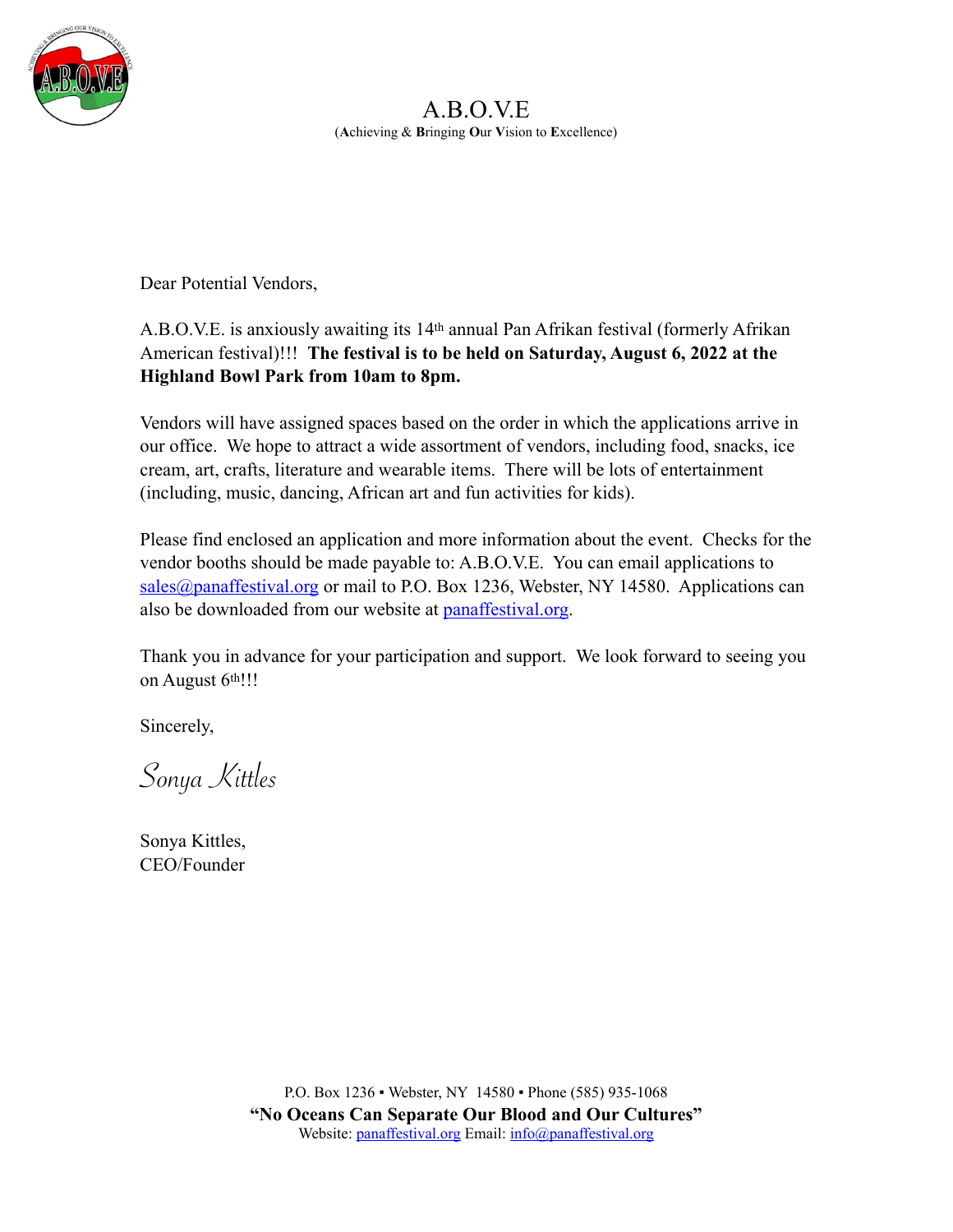# A.B.O.V.E

(**A**chieving & **B**ringing **O**ur **V**ision to **E**xcellence)

Dear Potential Vendors,

A.B.O.V.E. is anxiously awaiting its 14th annual Pan Afrikan festival (formerly Afrikan American festival)!!! **The festival is to be held on Saturday, August 6, 2022 at the Highland Bowl Park from 10am to 8pm.**

Vendors will have assigned spaces based on the order in which the applications arrive in our office. We hope to attract a wide assortment of vendors, including food, snacks, ice cream, art, crafts, literature and wearable items. There will be lots of entertainment (including, music, dancing, African art and fun activities for kids).

Please find enclosed an application and more information about the event. Checks for the vendor booths should be made payable to: A.B.O.V.E. You can email applications to sales@panaffestival.org or mail to P.O. Box 1236, Webster, NY 14580. Applications can also be downloaded from our website at panaffestival.org.

Thank you in advance for your participation and support. We look forward to seeing you on August 6th!!!

Sincerely,

*Sonya Kittles*

Sonya Kittles,
CEO/Founder

P.O. Box 1236 ▪ Webster, NY 14580 ▪ Phone (585) 935-1068

**"No Oceans Can Separate Our Blood and Our Cultures"**

Website: panaffestival.org Email: info@panaffestival.org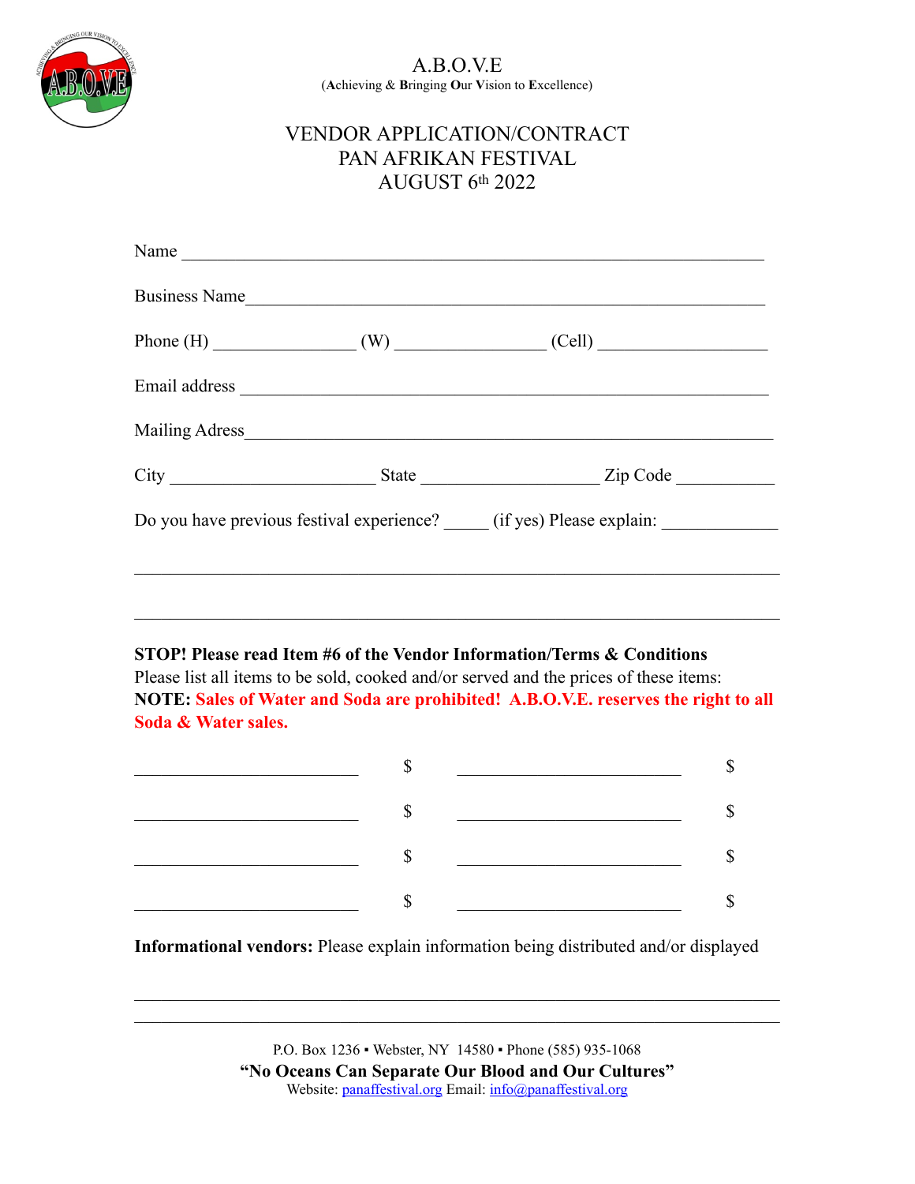# A.B.O.V.E

(**A**chieving & **B**ringing **O**ur **V**ision to **E**xcellence)

## VENDOR APPLICATION/CONTRACT
## PAN AFRIKAN FESTIVAL
## AUGUST 6th 2022

Name ___________________________________________________________________

Business Name____________________________________________________________

Phone (H) _______________ (W) ________________ (Cell) __________________

Email address ____________________________________________________________

Mailing Adress____________________________________________________________

City ______________________ State ___________________ Zip Code ___________

Do you have previous festival experience? _____ (if yes) Please explain: _____________

_________________________________________________________________________

_________________________________________________________________________

**STOP! Please read Item #6 of the Vendor Information/Terms & Conditions**

Please list all items to be sold, cooked and/or served and the prices of these items:

**NOTE: Sales of Water and Soda are prohibited! A.B.O.V.E. reserves the right to all Soda & Water sales.**

| | | | |
|---|---|---|---|
| _________________________ | $ | _________________________ | $ |
| _________________________ | $ | _________________________ | $ |
| _________________________ | $ | _________________________ | $ |
| _________________________ | $ | _________________________ | $ |

**Informational vendors:** Please explain information being distributed and/or displayed

_________________________________________________________________________

_________________________________________________________________________

P.O. Box 1236 ▪ Webster, NY 14580 ▪ Phone (585) 935-1068

**"No Oceans Can Separate Our Blood and Our Cultures"**

Website: panaffestival.org Email: info@panaffestival.org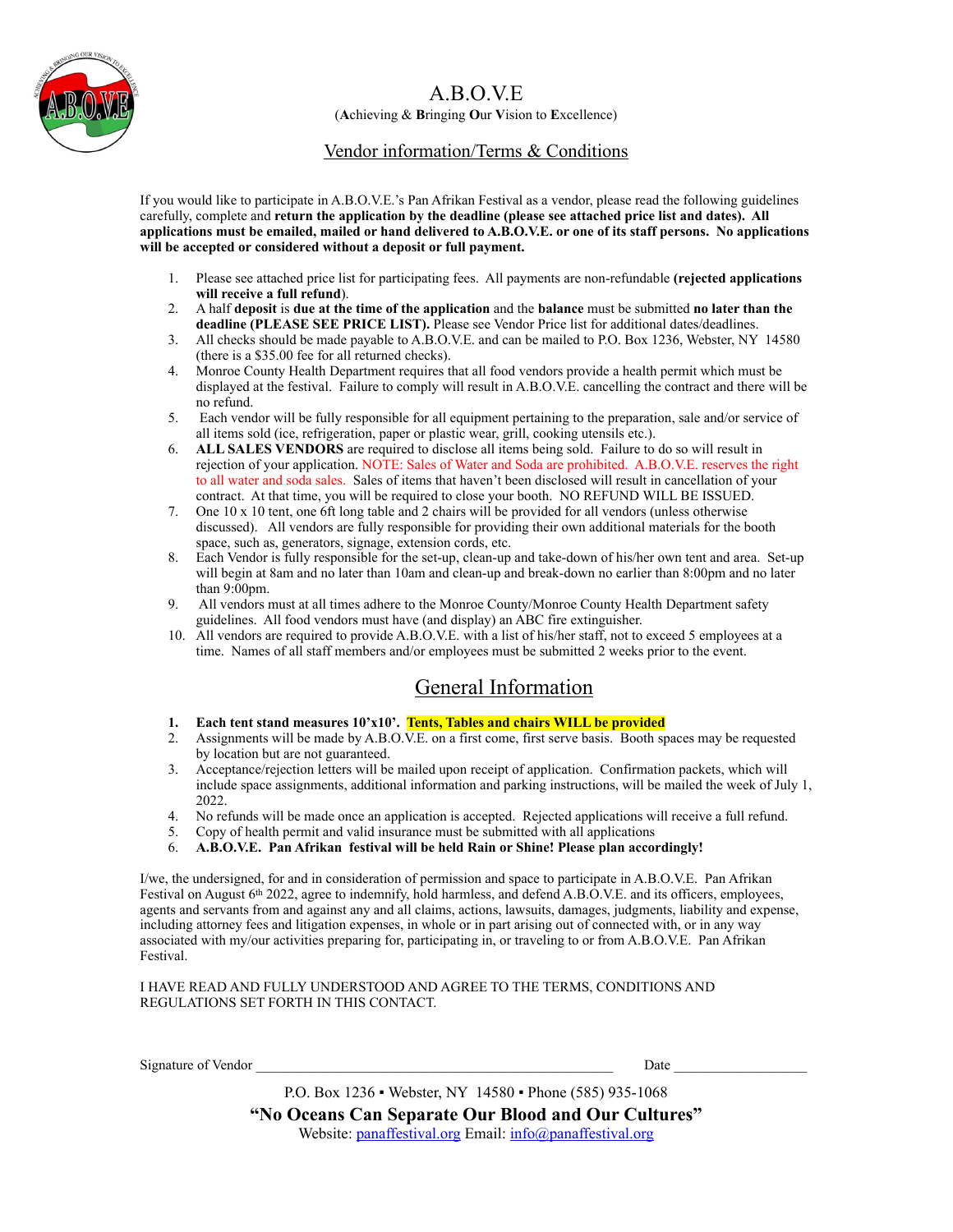# A.B.O.V.E

(**A**chieving & **B**ringing **O**ur **V**ision to **E**xcellence)

## Vendor information/Terms & Conditions

If you would like to participate in A.B.O.V.E.'s Pan Afrikan Festival as a vendor, please read the following guidelines carefully, complete and **return the application by the deadline (please see attached price list and dates). All applications must be emailed, mailed or hand delivered to A.B.O.V.E. or one of its staff persons. No applications will be accepted or considered without a deposit or full payment.**

1. Please see attached price list for participating fees. All payments are non-refundable **(rejected applications will receive a full refund)**.
2. A half **deposit** is **due at the time of the application** and the **balance** must be submitted **no later than the deadline (PLEASE SEE PRICE LIST).** Please see Vendor Price list for additional dates/deadlines.
3. All checks should be made payable to A.B.O.V.E. and can be mailed to P.O. Box 1236, Webster, NY 14580 (there is a $35.00 fee for all returned checks).
4. Monroe County Health Department requires that all food vendors provide a health permit which must be displayed at the festival. Failure to comply will result in A.B.O.V.E. cancelling the contract and there will be no refund.
5. Each vendor will be fully responsible for all equipment pertaining to the preparation, sale and/or service of all items sold (ice, refrigeration, paper or plastic wear, grill, cooking utensils etc.).
6. **ALL SALES VENDORS** are required to disclose all items being sold. Failure to do so will result in rejection of your application. NOTE: Sales of Water and Soda are prohibited. A.B.O.V.E. reserves the right to all water and soda sales. Sales of items that haven't been disclosed will result in cancellation of your contract. At that time, you will be required to close your booth. NO REFUND WILL BE ISSUED.
7. One 10 x 10 tent, one 6ft long table and 2 chairs will be provided for all vendors (unless otherwise discussed). All vendors are fully responsible for providing their own additional materials for the booth space, such as, generators, signage, extension cords, etc.
8. Each Vendor is fully responsible for the set-up, clean-up and take-down of his/her own tent and area. Set-up will begin at 8am and no later than 10am and clean-up and break-down no earlier than 8:00pm and no later than 9:00pm.
9. All vendors must at all times adhere to the Monroe County/Monroe County Health Department safety guidelines. All food vendors must have (and display) an ABC fire extinguisher.
10. All vendors are required to provide A.B.O.V.E. with a list of his/her staff, not to exceed 5 employees at a time. Names of all staff members and/or employees must be submitted 2 weeks prior to the event.

## General Information

1. **Each tent stand measures 10'x10'. Tents, Tables and chairs WILL be provided**
2. Assignments will be made by A.B.O.V.E. on a first come, first serve basis. Booth spaces may be requested by location but are not guaranteed.
3. Acceptance/rejection letters will be mailed upon receipt of application. Confirmation packets, which will include space assignments, additional information and parking instructions, will be mailed the week of July 1, 2022.
4. No refunds will be made once an application is accepted. Rejected applications will receive a full refund.
5. Copy of health permit and valid insurance must be submitted with all applications
6. **A.B.O.V.E. Pan Afrikan festival will be held Rain or Shine! Please plan accordingly!**

I/we, the undersigned, for and in consideration of permission and space to participate in A.B.O.V.E. Pan Afrikan Festival on August 6th 2022, agree to indemnify, hold harmless, and defend A.B.O.V.E. and its officers, employees, agents and servants from and against any and all claims, actions, lawsuits, damages, judgments, liability and expense, including attorney fees and litigation expenses, in whole or in part arising out of connected with, or in any way associated with my/our activities preparing for, participating in, or traveling to or from A.B.O.V.E. Pan Afrikan Festival.

I HAVE READ AND FULLY UNDERSTOOD AND AGREE TO THE TERMS, CONDITIONS AND REGULATIONS SET FORTH IN THIS CONTACT.

Signature of Vendor ______________________________________________ Date __________________

P.O. Box 1236 ▪ Webster, NY 14580 ▪ Phone (585) 935-1068

**"No Oceans Can Separate Our Blood and Our Cultures"**

Website: panaffestival.org Email: info@panaffestival.org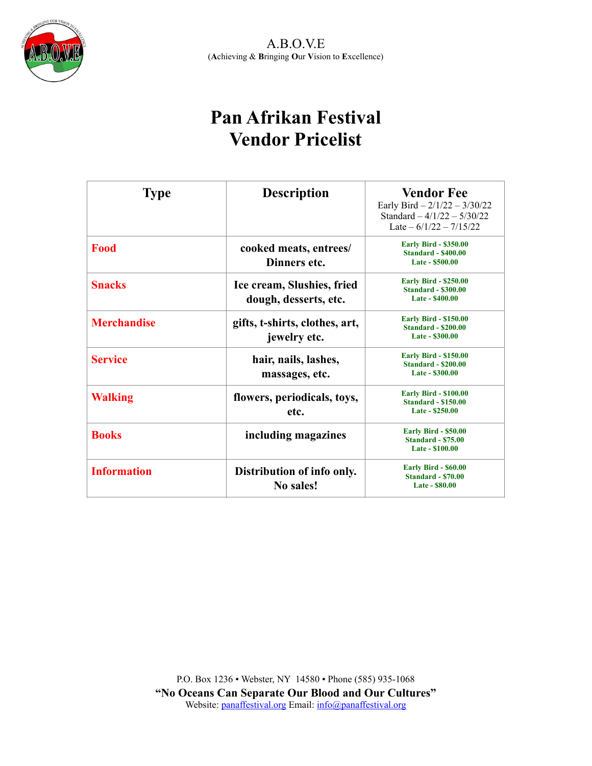A.B.O.V.E

(**A**chieving & **B**ringing **O**ur **V**ision to **E**xcellence)

# Pan Afrikan Festival
# Vendor Pricelist

| Type | Description | Vendor Fee<br>Early Bird – 2/1/22 – 3/30/22<br>Standard – 4/1/22 – 5/30/22<br>Late – 6/1/22 – 7/15/22 |
|---|---|---|
| **Food** | **cooked meats, entrees/ Dinners etc.** | **Early Bird - $350.00**<br>**Standard - $400.00**<br>**Late - $500.00** |
| **Snacks** | **Ice cream, Slushies, fried dough, desserts, etc.** | **Early Bird - $250.00**<br>**Standard - $300.00**<br>**Late - $400.00** |
| **Merchandise** | **gifts, t-shirts, clothes, art, jewelry etc.** | **Early Bird - $150.00**<br>**Standard - $200.00**<br>**Late - $300.00** |
| **Service** | **hair, nails, lashes, massages, etc.** | **Early Bird - $150.00**<br>**Standard - $200.00**<br>**Late - $300.00** |
| **Walking** | **flowers, periodicals, toys, etc.** | **Early Bird - $100.00**<br>**Standard - $150.00**<br>**Late - $250.00** |
| **Books** | **including magazines** | **Early Bird - $50.00**<br>**Standard - $75.00**<br>**Late - $100.00** |
| **Information** | **Distribution of info only. No sales!** | **Early Bird - $60.00**<br>**Standard - $70.00**<br>**Late - $80.00** |

P.O. Box 1236 ▪ Webster, NY 14580 ▪ Phone (585) 935-1068

**"No Oceans Can Separate Our Blood and Our Cultures"**

Website: panaffestival.org Email: info@panaffestival.org